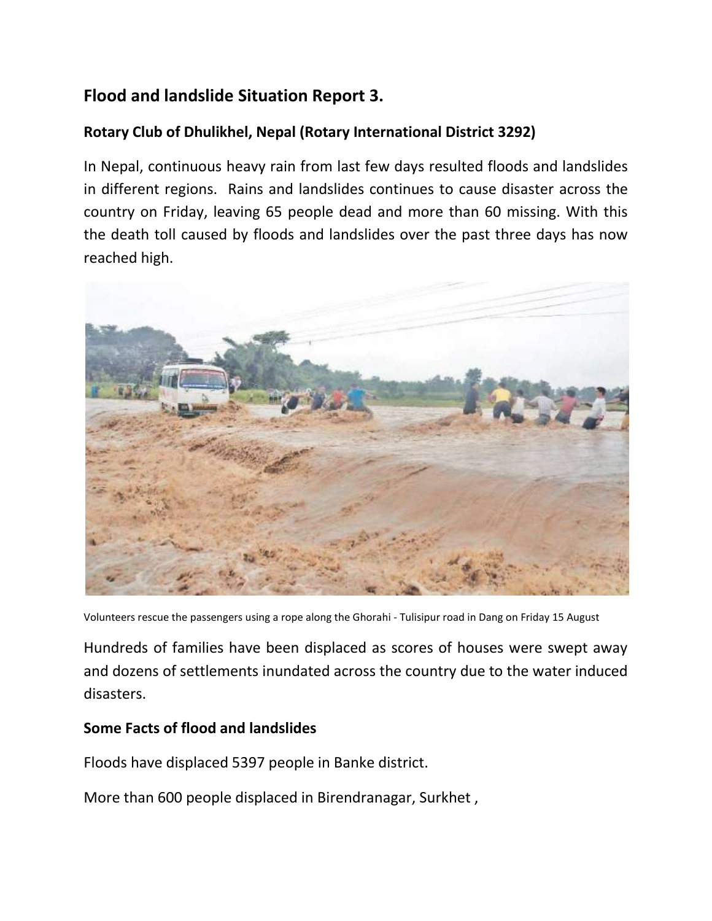## Flood and landslide Situation Report 3.

### Rotary Club of Dhulikhel, Nepal (Rotary International District 3292)

In Nepal, continuous heavy rain from last few days resulted floods and landslides in different regions. Rains and landslides continues to cause disaster across the country on Friday, leaving 65 people dead and more than 60 missing. With this the death toll caused by floods and landslides over the past three days has now reached high.

Volunteers rescue the passengers using a rope along the Ghorahi - Tulisipur road in Dang on Friday 15 August

Hundreds of families have been displaced as scores of houses were swept away and dozens of settlements inundated across the country due to the water induced disasters.

### Some Facts of flood and landslides

Floods have displaced 5397 people in Banke district.

More than 600 people displaced in Birendranagar, Surkhet ,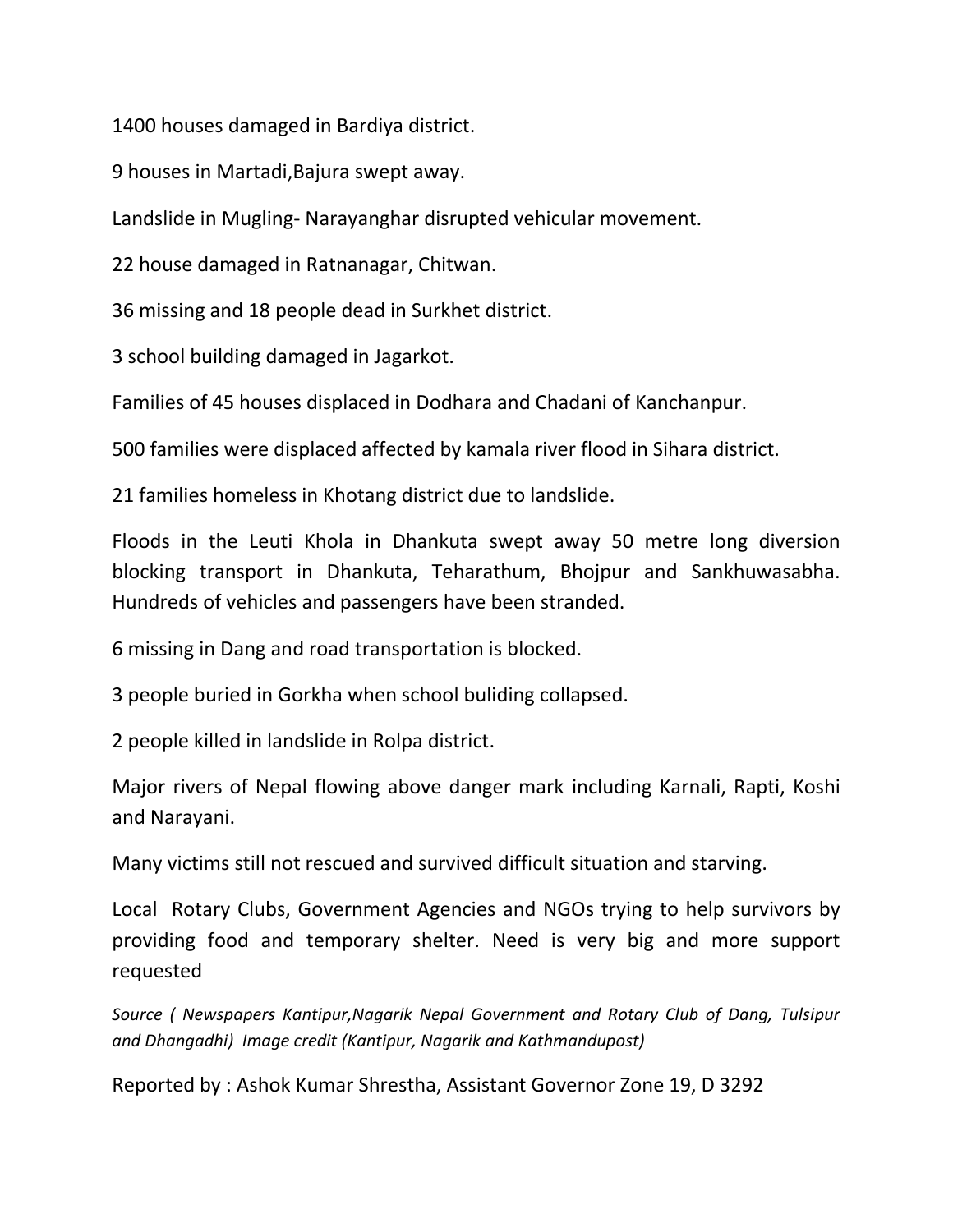1400 houses damaged in Bardiya district.

9 houses in Martadi,Bajura swept away.

Landslide in Mugling- Narayanghar disrupted vehicular movement.

22 house damaged in Ratnanagar, Chitwan.

36 missing and 18 people dead in Surkhet district.

3 school building damaged in Jagarkot.

Families of 45 houses displaced in Dodhara and Chadani of Kanchanpur.

500 families were displaced affected by kamala river flood in Sihara district.

21 families homeless in Khotang district due to landslide.

Floods in the Leuti Khola in Dhankuta swept away 50 metre long diversion blocking transport in Dhankuta, Teharathum, Bhojpur and Sankhuwasabha. Hundreds of vehicles and passengers have been stranded.

6 missing in Dang and road transportation is blocked.

3 people buried in Gorkha when school buliding collapsed.

2 people killed in landslide in Rolpa district.

Major rivers of Nepal flowing above danger mark including Karnali, Rapti, Koshi and Narayani.

Many victims still not rescued and survived difficult situation and starving.

Local Rotary Clubs, Government Agencies and NGOs trying to help survivors by providing food and temporary shelter. Need is very big and more support requested

*Source ( Newspapers Kantipur,Nagarik Nepal Government and Rotary Club of Dang, Tulsipur and Dhangadhi) Image credit (Kantipur, Nagarik and Kathmandupost)*

Reported by : Ashok Kumar Shrestha, Assistant Governor Zone 19, D 3292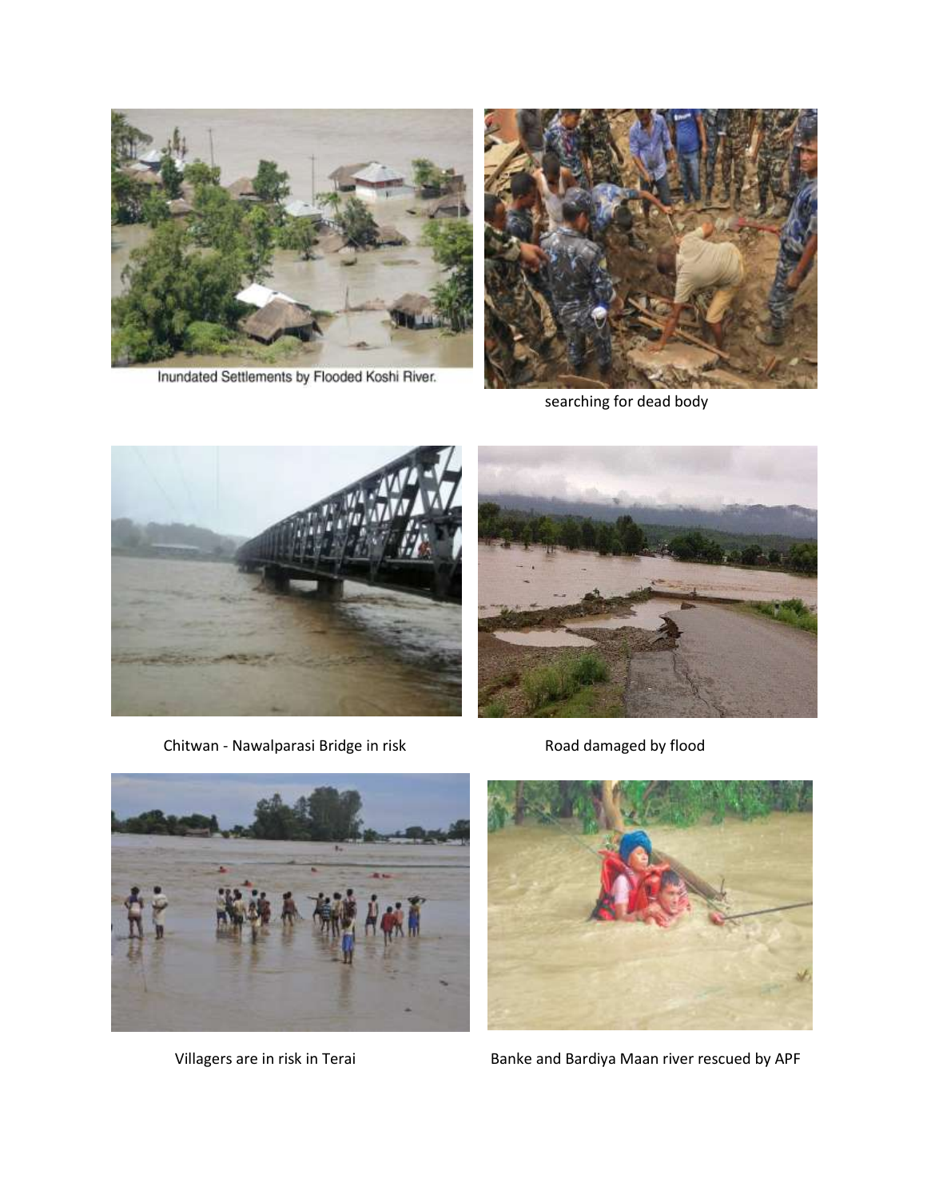Inundated Settlements by Flooded Koshi River.

searching for dead body

Chitwan - Nawalparasi Bridge in risk

Road damaged by flood

Villagers are in risk in Terai

Banke and Bardiya Maan river rescued by APF